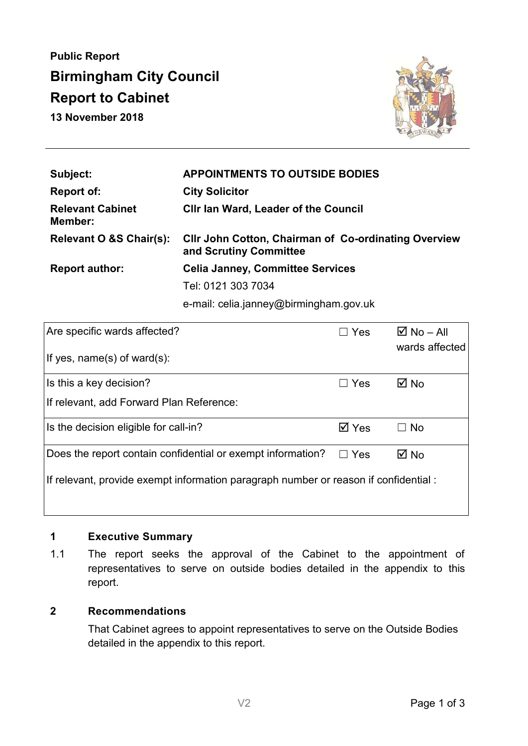**Public Report**

# Birmingham City Council

# Report to Cabinet

**13 November 2018**

| | |
|---|---|
| **Subject:** | **APPOINTMENTS TO OUTSIDE BODIES** |
| **Report of:** | **City Solicitor** |
| **Relevant Cabinet Member:** | **Cllr Ian Ward, Leader of the Council** |
| **Relevant O &S Chair(s):** | **Cllr John Cotton, Chairman of Co-ordinating Overview and Scrutiny Committee** |
| **Report author:** | **Celia Janney, Committee Services** |
| | Tel: 0121 303 7034 |
| | e-mail: celia.janney@birmingham.gov.uk |

| | | |
|---|---|---|
| Are specific wards affected?<br><br>If yes, name(s) of ward(s): | ☐ Yes | ☑ No – All wards affected |
| Is this a key decision?<br><br>If relevant, add Forward Plan Reference: | ☐ Yes | ☑ No |
| Is the decision eligible for call-in? | ☑ Yes | ☐ No |
| Does the report contain confidential or exempt information? | ☐ Yes | ☑ No |
| If relevant, provide exempt information paragraph number or reason if confidential : | | |

## 1 Executive Summary

1.1 The report seeks the approval of the Cabinet to the appointment of representatives to serve on outside bodies detailed in the appendix to this report.

## 2 Recommendations

That Cabinet agrees to appoint representatives to serve on the Outside Bodies detailed in the appendix to this report.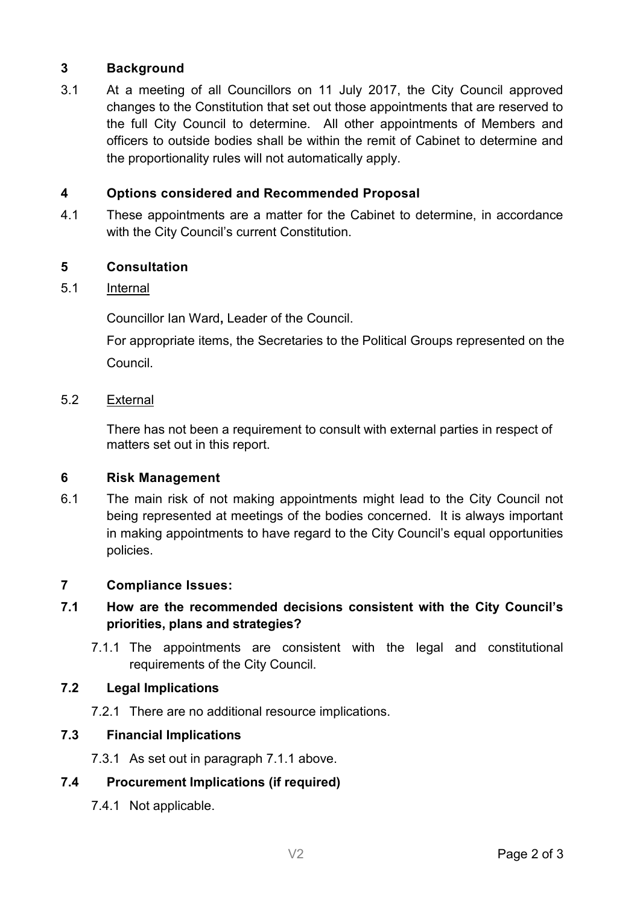## 3 Background

3.1 At a meeting of all Councillors on 11 July 2017, the City Council approved changes to the Constitution that set out those appointments that are reserved to the full City Council to determine. All other appointments of Members and officers to outside bodies shall be within the remit of Cabinet to determine and the proportionality rules will not automatically apply.

## 4 Options considered and Recommended Proposal

4.1 These appointments are a matter for the Cabinet to determine, in accordance with the City Council's current Constitution.

## 5 Consultation

5.1 Internal

Councillor Ian Ward**,** Leader of the Council.

For appropriate items, the Secretaries to the Political Groups represented on the Council.

5.2 External

There has not been a requirement to consult with external parties in respect of matters set out in this report.

## 6 Risk Management

6.1 The main risk of not making appointments might lead to the City Council not being represented at meetings of the bodies concerned. It is always important in making appointments to have regard to the City Council's equal opportunities policies.

## 7 Compliance Issues:

### 7.1 How are the recommended decisions consistent with the City Council's priorities, plans and strategies?

7.1.1 The appointments are consistent with the legal and constitutional requirements of the City Council.

### 7.2 Legal Implications

7.2.1 There are no additional resource implications.

### 7.3 Financial Implications

7.3.1 As set out in paragraph 7.1.1 above.

### 7.4 Procurement Implications (if required)

7.4.1 Not applicable.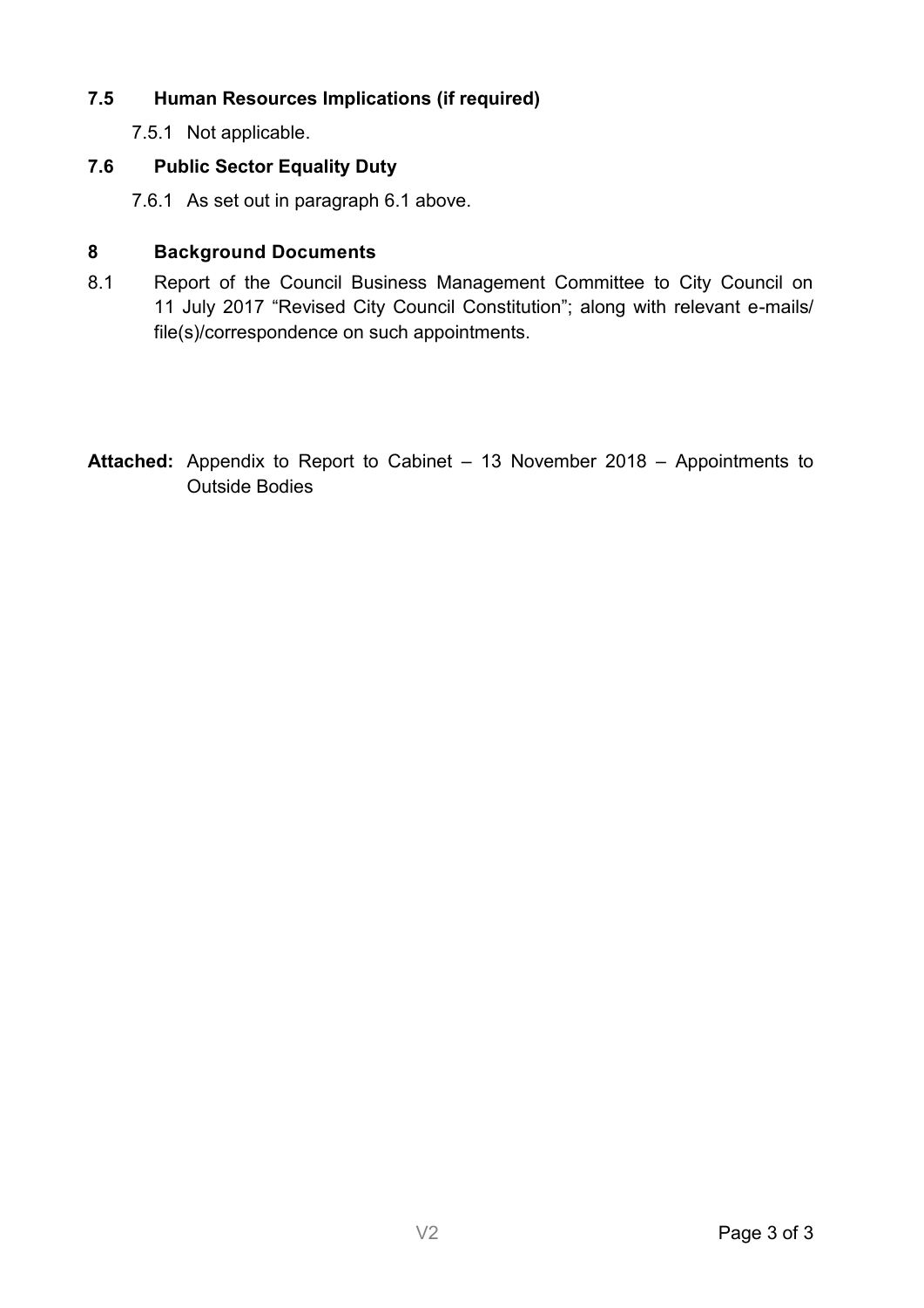### 7.5 Human Resources Implications (if required)

7.5.1 Not applicable.

### 7.6 Public Sector Equality Duty

7.6.1 As set out in paragraph 6.1 above.

## 8 Background Documents

8.1 Report of the Council Business Management Committee to City Council on 11 July 2017 "Revised City Council Constitution"; along with relevant e-mails/ file(s)/correspondence on such appointments.

**Attached:** Appendix to Report to Cabinet – 13 November 2018 – Appointments to Outside Bodies